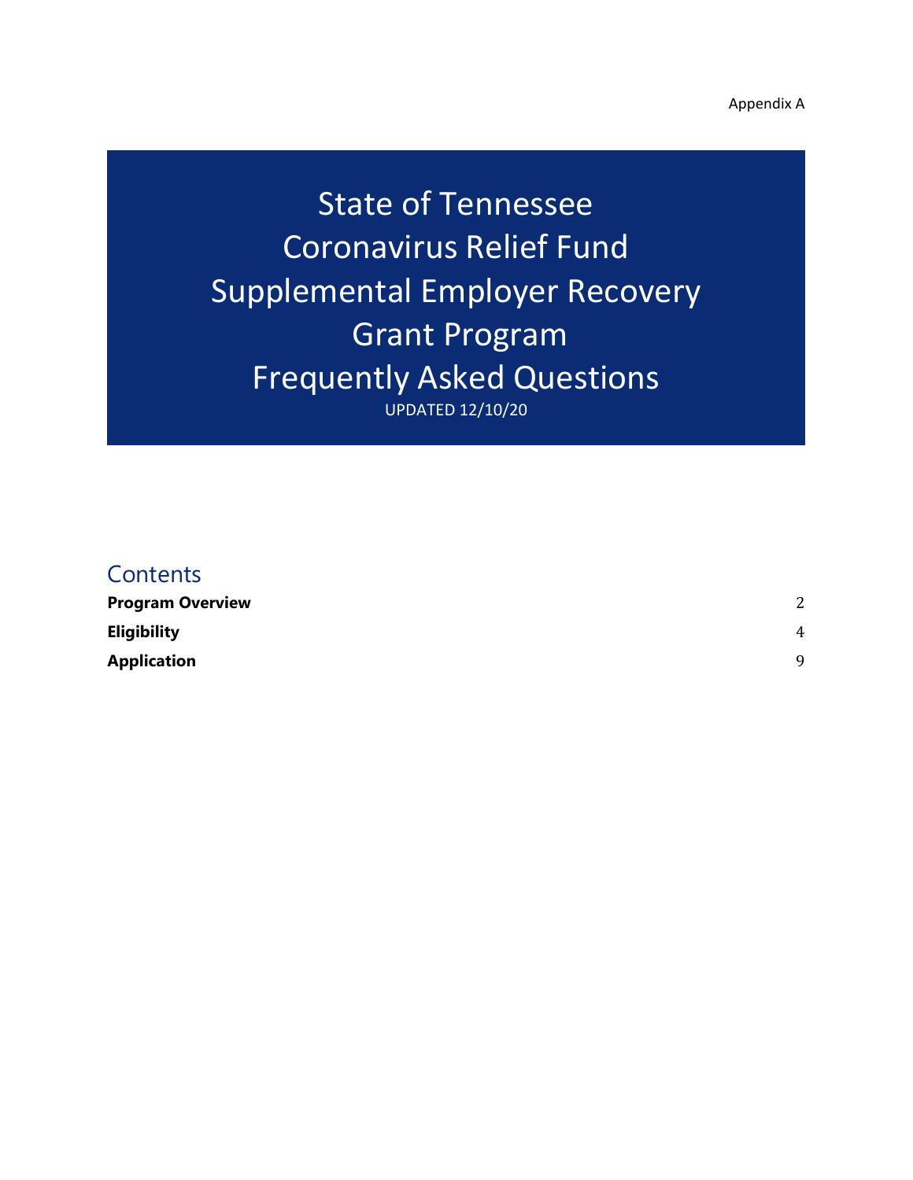Appendix A

# State of Tennessee Coronavirus Relief Fund Supplemental Employer Recovery Grant Program Frequently Asked Questions

UPDATED 12/10/20

## Contents

| | |
|---|---|
| **Program Overview** | 2 |
| **Eligibility** | 4 |
| **Application** | 9 |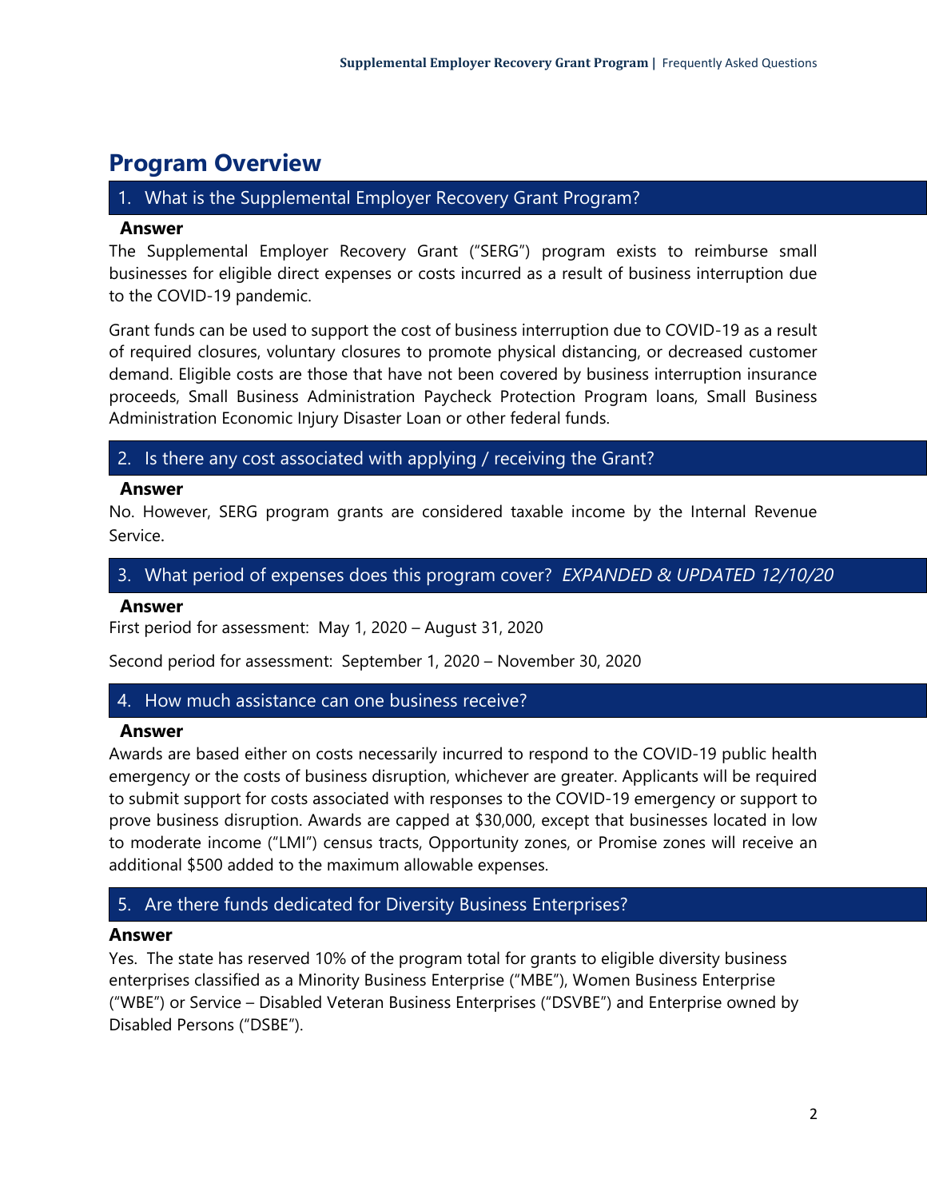# Program Overview

## 1. What is the Supplemental Employer Recovery Grant Program?

**Answer**

The Supplemental Employer Recovery Grant ("SERG") program exists to reimburse small businesses for eligible direct expenses or costs incurred as a result of business interruption due to the COVID-19 pandemic.

Grant funds can be used to support the cost of business interruption due to COVID-19 as a result of required closures, voluntary closures to promote physical distancing, or decreased customer demand. Eligible costs are those that have not been covered by business interruption insurance proceeds, Small Business Administration Paycheck Protection Program loans, Small Business Administration Economic Injury Disaster Loan or other federal funds.

## 2. Is there any cost associated with applying / receiving the Grant?

**Answer**

No. However, SERG program grants are considered taxable income by the Internal Revenue Service.

## 3. What period of expenses does this program cover? *EXPANDED & UPDATED 12/10/20*

**Answer**

First period for assessment: May 1, 2020 – August 31, 2020

Second period for assessment: September 1, 2020 – November 30, 2020

## 4. How much assistance can one business receive?

**Answer**

Awards are based either on costs necessarily incurred to respond to the COVID-19 public health emergency or the costs of business disruption, whichever are greater. Applicants will be required to submit support for costs associated with responses to the COVID-19 emergency or support to prove business disruption. Awards are capped at $30,000, except that businesses located in low to moderate income ("LMI") census tracts, Opportunity zones, or Promise zones will receive an additional $500 added to the maximum allowable expenses.

## 5. Are there funds dedicated for Diversity Business Enterprises?

**Answer**

Yes. The state has reserved 10% of the program total for grants to eligible diversity business enterprises classified as a Minority Business Enterprise ("MBE"), Women Business Enterprise ("WBE") or Service – Disabled Veteran Business Enterprises ("DSVBE") and Enterprise owned by Disabled Persons ("DSBE").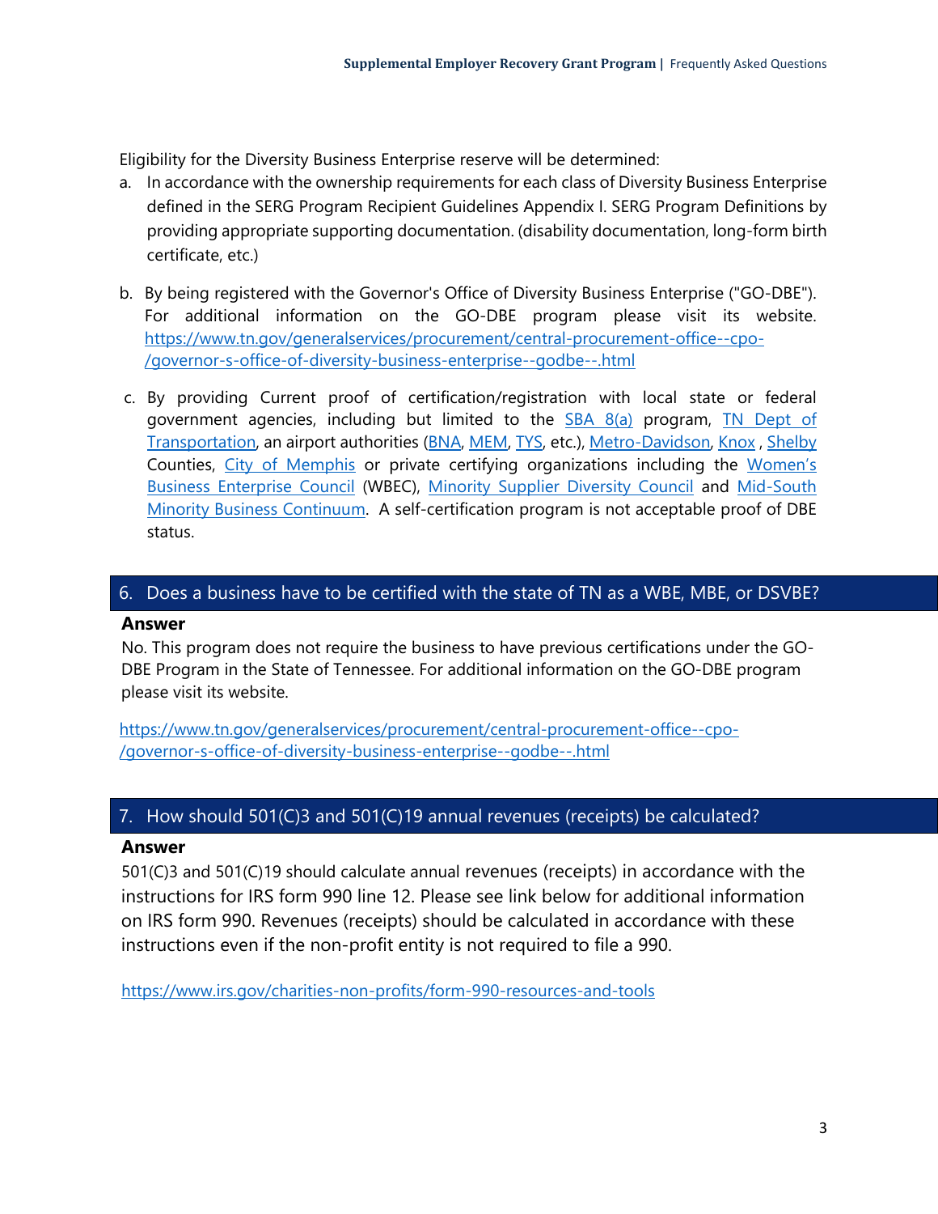Eligibility for the Diversity Business Enterprise reserve will be determined:

a. In accordance with the ownership requirements for each class of Diversity Business Enterprise defined in the SERG Program Recipient Guidelines Appendix I. SERG Program Definitions by providing appropriate supporting documentation. (disability documentation, long-form birth certificate, etc.)

b. By being registered with the Governor's Office of Diversity Business Enterprise ("GO-DBE"). For additional information on the GO-DBE program please visit its website. https://www.tn.gov/generalservices/procurement/central-procurement-office--cpo-/governor-s-office-of-diversity-business-enterprise--godbe--.html

c. By providing Current proof of certification/registration with local state or federal government agencies, including but limited to the SBA 8(a) program, TN Dept of Transportation, an airport authorities (BNA, MEM, TYS, etc.), Metro-Davidson, Knox , Shelby Counties, City of Memphis or private certifying organizations including the Women's Business Enterprise Council (WBEC), Minority Supplier Diversity Council and Mid-South Minority Business Continuum. A self-certification program is not acceptable proof of DBE status.

## 6. Does a business have to be certified with the state of TN as a WBE, MBE, or DSVBE?

**Answer**

No. This program does not require the business to have previous certifications under the GO-DBE Program in the State of Tennessee. For additional information on the GO-DBE program please visit its website.

https://www.tn.gov/generalservices/procurement/central-procurement-office--cpo-/governor-s-office-of-diversity-business-enterprise--godbe--.html

## 7. How should 501(C)3 and 501(C)19 annual revenues (receipts) be calculated?

**Answer**

501(C)3 and 501(C)19 should calculate annual revenues (receipts) in accordance with the instructions for IRS form 990 line 12. Please see link below for additional information on IRS form 990. Revenues (receipts) should be calculated in accordance with these instructions even if the non-profit entity is not required to file a 990.

https://www.irs.gov/charities-non-profits/form-990-resources-and-tools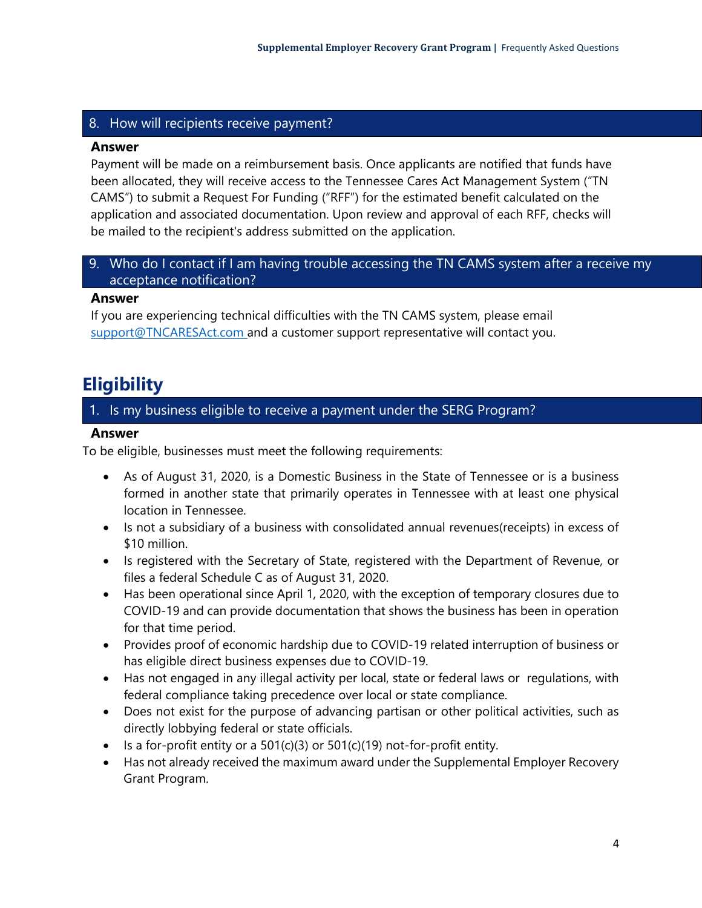### 8. How will recipients receive payment?

**Answer**

Payment will be made on a reimbursement basis. Once applicants are notified that funds have been allocated, they will receive access to the Tennessee Cares Act Management System ("TN CAMS") to submit a Request For Funding ("RFF") for the estimated benefit calculated on the application and associated documentation. Upon review and approval of each RFF, checks will be mailed to the recipient's address submitted on the application.

### 9. Who do I contact if I am having trouble accessing the TN CAMS system after a receive my acceptance notification?

**Answer**

If you are experiencing technical difficulties with the TN CAMS system, please email support@TNCARESAct.com and a customer support representative will contact you.

## Eligibility

### 1. Is my business eligible to receive a payment under the SERG Program?

**Answer**

To be eligible, businesses must meet the following requirements:

- As of August 31, 2020, is a Domestic Business in the State of Tennessee or is a business formed in another state that primarily operates in Tennessee with at least one physical location in Tennessee.
- Is not a subsidiary of a business with consolidated annual revenues(receipts) in excess of $10 million.
- Is registered with the Secretary of State, registered with the Department of Revenue, or files a federal Schedule C as of August 31, 2020.
- Has been operational since April 1, 2020, with the exception of temporary closures due to COVID-19 and can provide documentation that shows the business has been in operation for that time period.
- Provides proof of economic hardship due to COVID-19 related interruption of business or has eligible direct business expenses due to COVID-19.
- Has not engaged in any illegal activity per local, state or federal laws or regulations, with federal compliance taking precedence over local or state compliance.
- Does not exist for the purpose of advancing partisan or other political activities, such as directly lobbying federal or state officials.
- Is a for-profit entity or a 501(c)(3) or 501(c)(19) not-for-profit entity.
- Has not already received the maximum award under the Supplemental Employer Recovery Grant Program.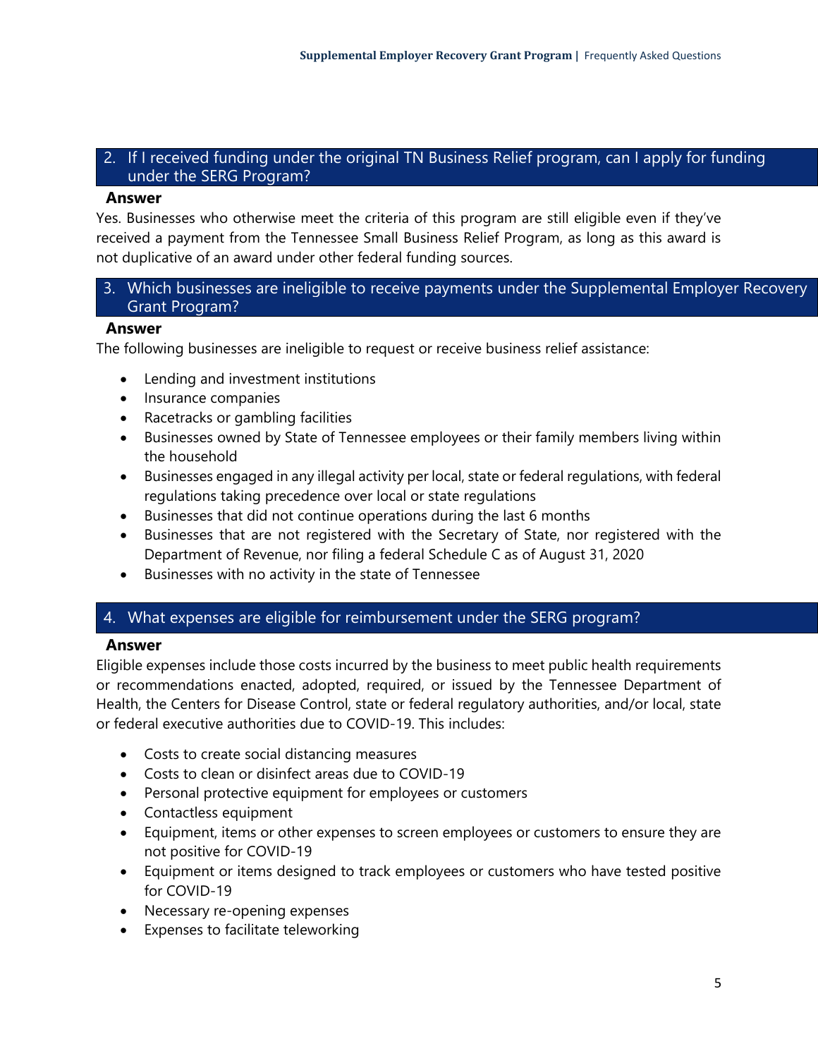## 2. If I received funding under the original TN Business Relief program, can I apply for funding under the SERG Program?

**Answer**

Yes. Businesses who otherwise meet the criteria of this program are still eligible even if they've received a payment from the Tennessee Small Business Relief Program, as long as this award is not duplicative of an award under other federal funding sources.

## 3. Which businesses are ineligible to receive payments under the Supplemental Employer Recovery Grant Program?

**Answer**

The following businesses are ineligible to request or receive business relief assistance:

- Lending and investment institutions
- Insurance companies
- Racetracks or gambling facilities
- Businesses owned by State of Tennessee employees or their family members living within the household
- Businesses engaged in any illegal activity per local, state or federal regulations, with federal regulations taking precedence over local or state regulations
- Businesses that did not continue operations during the last 6 months
- Businesses that are not registered with the Secretary of State, nor registered with the Department of Revenue, nor filing a federal Schedule C as of August 31, 2020
- Businesses with no activity in the state of Tennessee

## 4. What expenses are eligible for reimbursement under the SERG program?

**Answer**

Eligible expenses include those costs incurred by the business to meet public health requirements or recommendations enacted, adopted, required, or issued by the Tennessee Department of Health, the Centers for Disease Control, state or federal regulatory authorities, and/or local, state or federal executive authorities due to COVID-19. This includes:

- Costs to create social distancing measures
- Costs to clean or disinfect areas due to COVID-19
- Personal protective equipment for employees or customers
- Contactless equipment
- Equipment, items or other expenses to screen employees or customers to ensure they are not positive for COVID-19
- Equipment or items designed to track employees or customers who have tested positive for COVID-19
- Necessary re-opening expenses
- Expenses to facilitate teleworking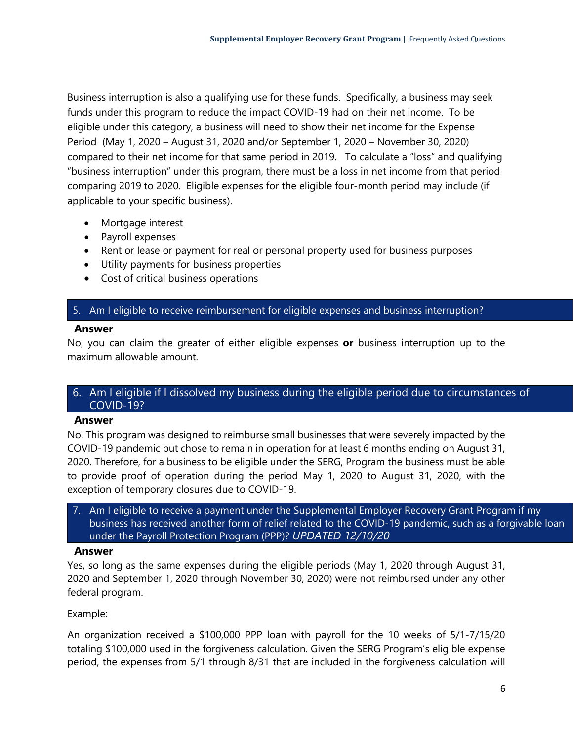Business interruption is also a qualifying use for these funds. Specifically, a business may seek funds under this program to reduce the impact COVID-19 had on their net income. To be eligible under this category, a business will need to show their net income for the Expense Period (May 1, 2020 – August 31, 2020 and/or September 1, 2020 – November 30, 2020) compared to their net income for that same period in 2019. To calculate a "loss" and qualifying "business interruption" under this program, there must be a loss in net income from that period comparing 2019 to 2020. Eligible expenses for the eligible four-month period may include (if applicable to your specific business).

- Mortgage interest
- Payroll expenses
- Rent or lease or payment for real or personal property used for business purposes
- Utility payments for business properties
- Cost of critical business operations

## 5. Am I eligible to receive reimbursement for eligible expenses and business interruption?

**Answer**

No, you can claim the greater of either eligible expenses **or** business interruption up to the maximum allowable amount.

## 6. Am I eligible if I dissolved my business during the eligible period due to circumstances of COVID-19?

**Answer**

No. This program was designed to reimburse small businesses that were severely impacted by the COVID-19 pandemic but chose to remain in operation for at least 6 months ending on August 31, 2020. Therefore, for a business to be eligible under the SERG, Program the business must be able to provide proof of operation during the period May 1, 2020 to August 31, 2020, with the exception of temporary closures due to COVID-19.

## 7. Am I eligible to receive a payment under the Supplemental Employer Recovery Grant Program if my business has received another form of relief related to the COVID-19 pandemic, such as a forgivable loan under the Payroll Protection Program (PPP)? *UPDATED 12/10/20*

**Answer**

Yes, so long as the same expenses during the eligible periods (May 1, 2020 through August 31, 2020 and September 1, 2020 through November 30, 2020) were not reimbursed under any other federal program.

Example:

An organization received a $100,000 PPP loan with payroll for the 10 weeks of 5/1-7/15/20 totaling $100,000 used in the forgiveness calculation. Given the SERG Program's eligible expense period, the expenses from 5/1 through 8/31 that are included in the forgiveness calculation will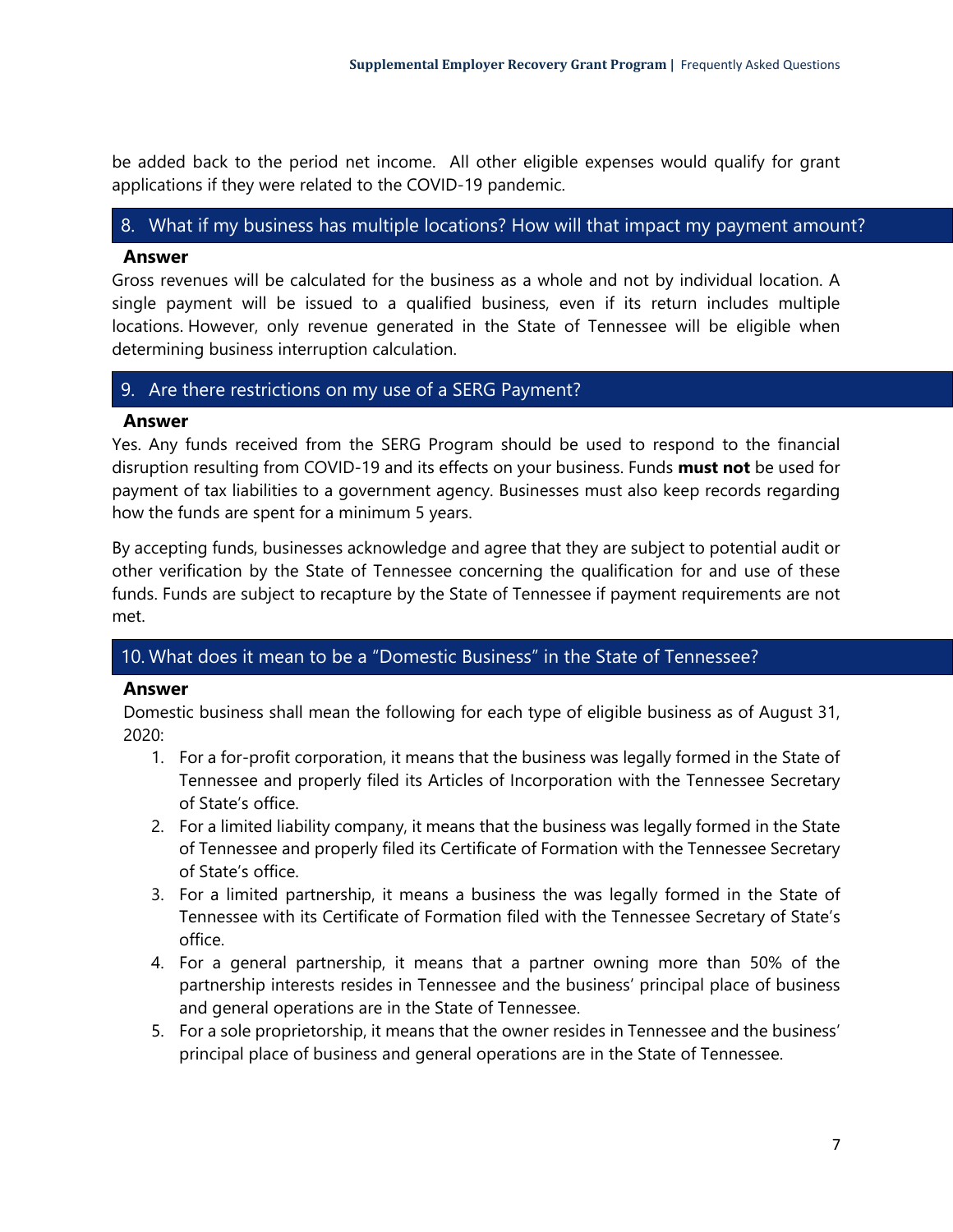be added back to the period net income. All other eligible expenses would qualify for grant applications if they were related to the COVID-19 pandemic.

## 8. What if my business has multiple locations? How will that impact my payment amount?

**Answer**

Gross revenues will be calculated for the business as a whole and not by individual location. A single payment will be issued to a qualified business, even if its return includes multiple locations. However, only revenue generated in the State of Tennessee will be eligible when determining business interruption calculation.

## 9. Are there restrictions on my use of a SERG Payment?

**Answer**

Yes. Any funds received from the SERG Program should be used to respond to the financial disruption resulting from COVID-19 and its effects on your business. Funds **must not** be used for payment of tax liabilities to a government agency. Businesses must also keep records regarding how the funds are spent for a minimum 5 years.

By accepting funds, businesses acknowledge and agree that they are subject to potential audit or other verification by the State of Tennessee concerning the qualification for and use of these funds. Funds are subject to recapture by the State of Tennessee if payment requirements are not met.

## 10. What does it mean to be a "Domestic Business" in the State of Tennessee?

**Answer**

Domestic business shall mean the following for each type of eligible business as of August 31, 2020:

1. For a for-profit corporation, it means that the business was legally formed in the State of Tennessee and properly filed its Articles of Incorporation with the Tennessee Secretary of State's office.
2. For a limited liability company, it means that the business was legally formed in the State of Tennessee and properly filed its Certificate of Formation with the Tennessee Secretary of State's office.
3. For a limited partnership, it means a business the was legally formed in the State of Tennessee with its Certificate of Formation filed with the Tennessee Secretary of State's office.
4. For a general partnership, it means that a partner owning more than 50% of the partnership interests resides in Tennessee and the business' principal place of business and general operations are in the State of Tennessee.
5. For a sole proprietorship, it means that the owner resides in Tennessee and the business' principal place of business and general operations are in the State of Tennessee.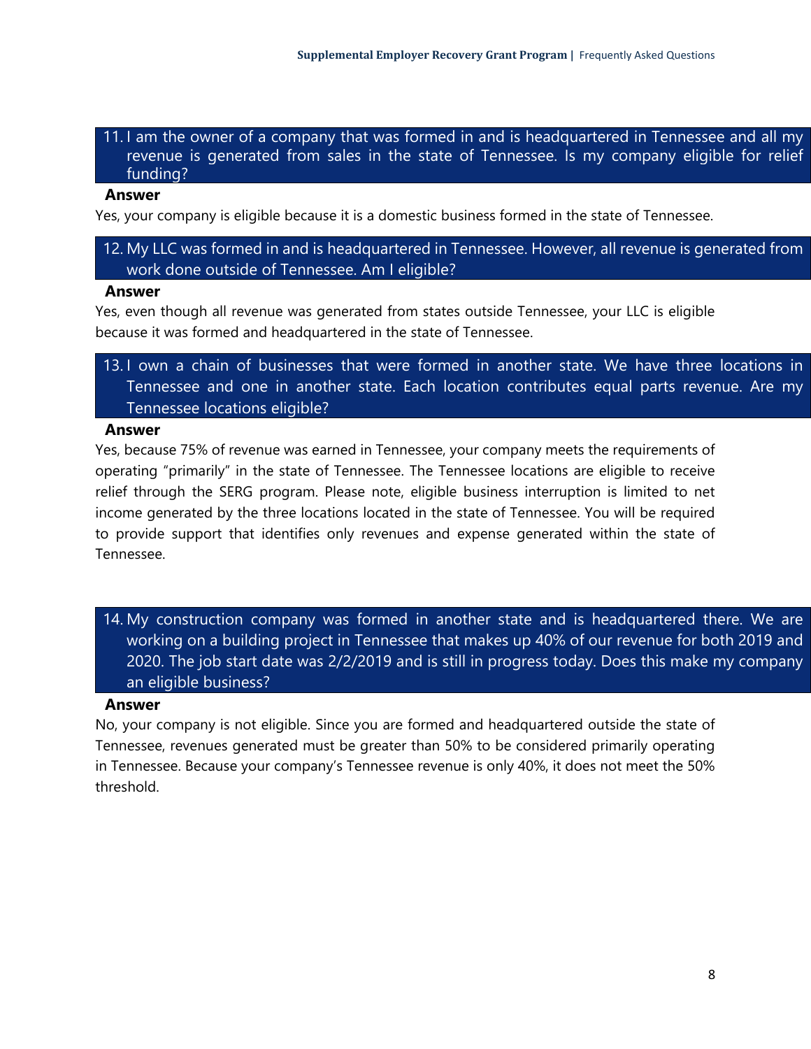### 11. I am the owner of a company that was formed in and is headquartered in Tennessee and all my revenue is generated from sales in the state of Tennessee. Is my company eligible for relief funding?

**Answer**

Yes, your company is eligible because it is a domestic business formed in the state of Tennessee.

### 12. My LLC was formed in and is headquartered in Tennessee. However, all revenue is generated from work done outside of Tennessee. Am I eligible?

**Answer**

Yes, even though all revenue was generated from states outside Tennessee, your LLC is eligible because it was formed and headquartered in the state of Tennessee.

### 13. I own a chain of businesses that were formed in another state. We have three locations in Tennessee and one in another state. Each location contributes equal parts revenue. Are my Tennessee locations eligible?

**Answer**

Yes, because 75% of revenue was earned in Tennessee, your company meets the requirements of operating "primarily" in the state of Tennessee. The Tennessee locations are eligible to receive relief through the SERG program. Please note, eligible business interruption is limited to net income generated by the three locations located in the state of Tennessee. You will be required to provide support that identifies only revenues and expense generated within the state of Tennessee.

### 14. My construction company was formed in another state and is headquartered there. We are working on a building project in Tennessee that makes up 40% of our revenue for both 2019 and 2020. The job start date was 2/2/2019 and is still in progress today. Does this make my company an eligible business?

**Answer**

No, your company is not eligible. Since you are formed and headquartered outside the state of Tennessee, revenues generated must be greater than 50% to be considered primarily operating in Tennessee. Because your company's Tennessee revenue is only 40%, it does not meet the 50% threshold.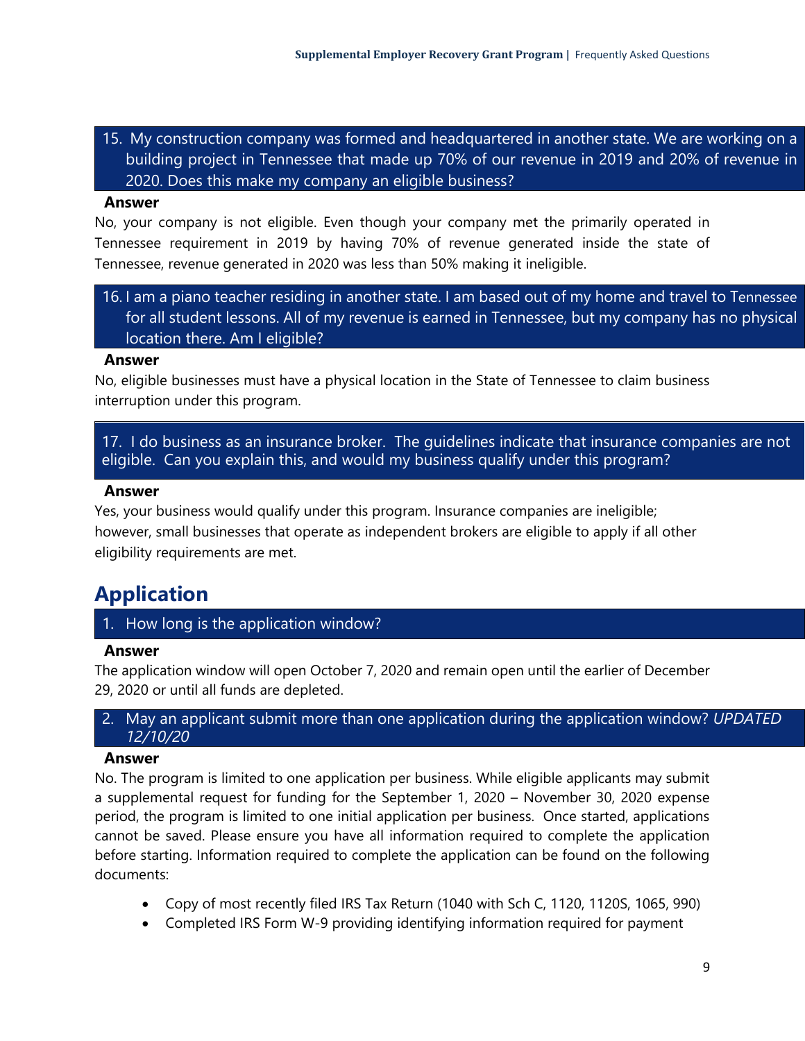15. My construction company was formed and headquartered in another state. We are working on a building project in Tennessee that made up 70% of our revenue in 2019 and 20% of revenue in 2020. Does this make my company an eligible business?

**Answer**

No, your company is not eligible. Even though your company met the primarily operated in Tennessee requirement in 2019 by having 70% of revenue generated inside the state of Tennessee, revenue generated in 2020 was less than 50% making it ineligible.

16. I am a piano teacher residing in another state. I am based out of my home and travel to Tennessee for all student lessons. All of my revenue is earned in Tennessee, but my company has no physical location there. Am I eligible?

**Answer**

No, eligible businesses must have a physical location in the State of Tennessee to claim business interruption under this program.

17. I do business as an insurance broker. The guidelines indicate that insurance companies are not eligible. Can you explain this, and would my business qualify under this program?

**Answer**

Yes, your business would qualify under this program. Insurance companies are ineligible; however, small businesses that operate as independent brokers are eligible to apply if all other eligibility requirements are met.

## Application

1. How long is the application window?

**Answer**

The application window will open October 7, 2020 and remain open until the earlier of December 29, 2020 or until all funds are depleted.

2. May an applicant submit more than one application during the application window? *UPDATED 12/10/20*

**Answer**

No. The program is limited to one application per business. While eligible applicants may submit a supplemental request for funding for the September 1, 2020 – November 30, 2020 expense period, the program is limited to one initial application per business. Once started, applications cannot be saved. Please ensure you have all information required to complete the application before starting. Information required to complete the application can be found on the following documents:

- Copy of most recently filed IRS Tax Return (1040 with Sch C, 1120, 1120S, 1065, 990)
- Completed IRS Form W-9 providing identifying information required for payment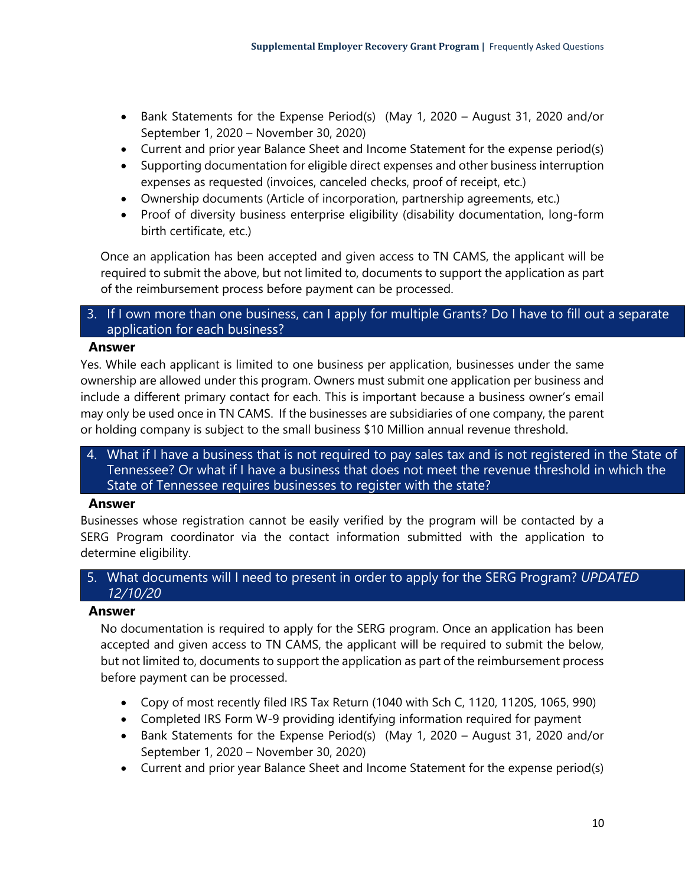- Bank Statements for the Expense Period(s) (May 1, 2020 – August 31, 2020 and/or September 1, 2020 – November 30, 2020)
- Current and prior year Balance Sheet and Income Statement for the expense period(s)
- Supporting documentation for eligible direct expenses and other business interruption expenses as requested (invoices, canceled checks, proof of receipt, etc.)
- Ownership documents (Article of incorporation, partnership agreements, etc.)
- Proof of diversity business enterprise eligibility (disability documentation, long-form birth certificate, etc.)

Once an application has been accepted and given access to TN CAMS, the applicant will be required to submit the above, but not limited to, documents to support the application as part of the reimbursement process before payment can be processed.

### 3. If I own more than one business, can I apply for multiple Grants? Do I have to fill out a separate application for each business?

**Answer**

Yes. While each applicant is limited to one business per application, businesses under the same ownership are allowed under this program. Owners must submit one application per business and include a different primary contact for each. This is important because a business owner's email may only be used once in TN CAMS. If the businesses are subsidiaries of one company, the parent or holding company is subject to the small business $10 Million annual revenue threshold.

### 4. What if I have a business that is not required to pay sales tax and is not registered in the State of Tennessee? Or what if I have a business that does not meet the revenue threshold in which the State of Tennessee requires businesses to register with the state?

**Answer**

Businesses whose registration cannot be easily verified by the program will be contacted by a SERG Program coordinator via the contact information submitted with the application to determine eligibility.

### 5. What documents will I need to present in order to apply for the SERG Program? *UPDATED 12/10/20*

**Answer**

No documentation is required to apply for the SERG program. Once an application has been accepted and given access to TN CAMS, the applicant will be required to submit the below, but not limited to, documents to support the application as part of the reimbursement process before payment can be processed.

- Copy of most recently filed IRS Tax Return (1040 with Sch C, 1120, 1120S, 1065, 990)
- Completed IRS Form W-9 providing identifying information required for payment
- Bank Statements for the Expense Period(s) (May 1, 2020 – August 31, 2020 and/or September 1, 2020 – November 30, 2020)
- Current and prior year Balance Sheet and Income Statement for the expense period(s)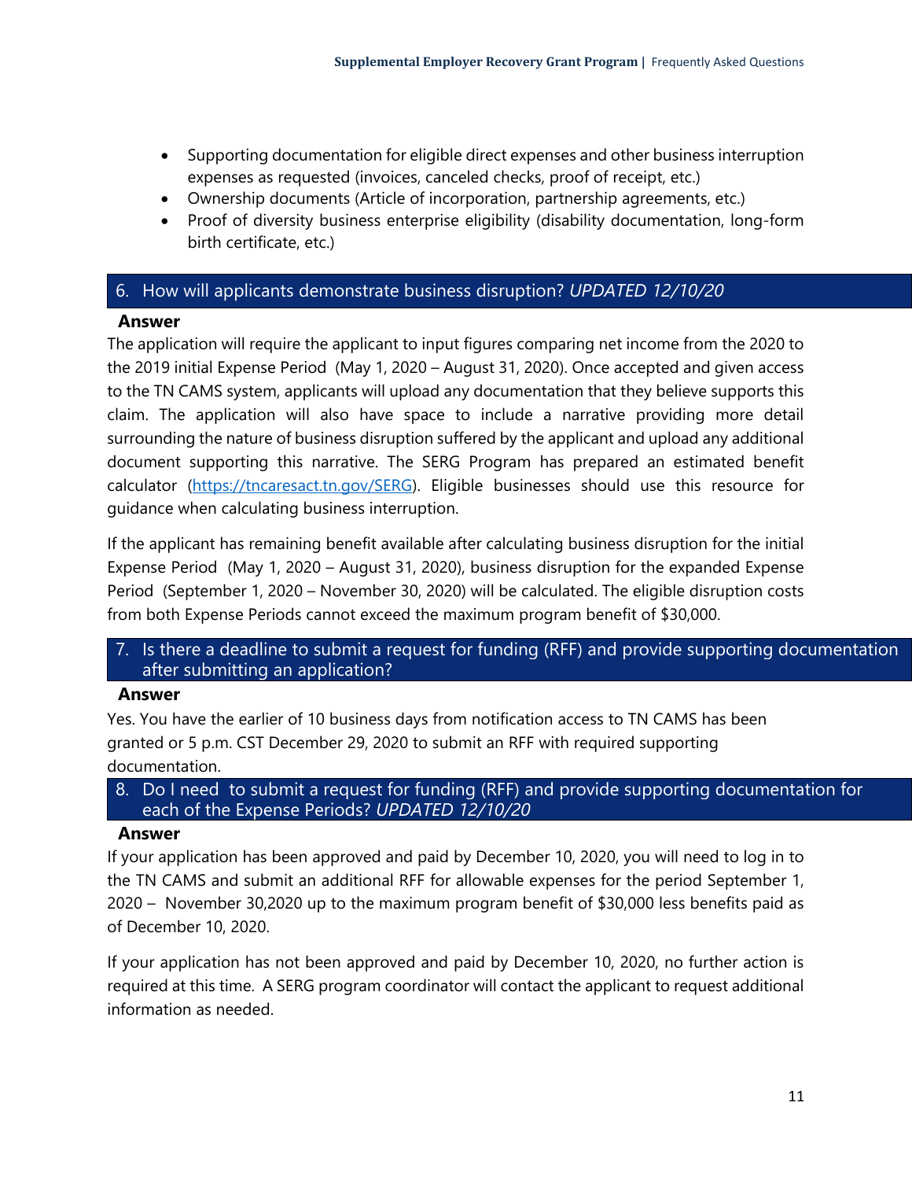- Supporting documentation for eligible direct expenses and other business interruption expenses as requested (invoices, canceled checks, proof of receipt, etc.)
- Ownership documents (Article of incorporation, partnership agreements, etc.)
- Proof of diversity business enterprise eligibility (disability documentation, long-form birth certificate, etc.)

## 6. How will applicants demonstrate business disruption? *UPDATED 12/10/20*

**Answer**

The application will require the applicant to input figures comparing net income from the 2020 to the 2019 initial Expense Period (May 1, 2020 – August 31, 2020). Once accepted and given access to the TN CAMS system, applicants will upload any documentation that they believe supports this claim. The application will also have space to include a narrative providing more detail surrounding the nature of business disruption suffered by the applicant and upload any additional document supporting this narrative. The SERG Program has prepared an estimated benefit calculator (https://tncaresact.tn.gov/SERG). Eligible businesses should use this resource for guidance when calculating business interruption.

If the applicant has remaining benefit available after calculating business disruption for the initial Expense Period (May 1, 2020 – August 31, 2020), business disruption for the expanded Expense Period (September 1, 2020 – November 30, 2020) will be calculated. The eligible disruption costs from both Expense Periods cannot exceed the maximum program benefit of $30,000.

## 7. Is there a deadline to submit a request for funding (RFF) and provide supporting documentation after submitting an application?

**Answer**

Yes. You have the earlier of 10 business days from notification access to TN CAMS has been granted or 5 p.m. CST December 29, 2020 to submit an RFF with required supporting documentation.

## 8. Do I need to submit a request for funding (RFF) and provide supporting documentation for each of the Expense Periods? *UPDATED 12/10/20*

**Answer**

If your application has been approved and paid by December 10, 2020, you will need to log in to the TN CAMS and submit an additional RFF for allowable expenses for the period September 1, 2020 – November 30,2020 up to the maximum program benefit of $30,000 less benefits paid as of December 10, 2020.

If your application has not been approved and paid by December 10, 2020, no further action is required at this time. A SERG program coordinator will contact the applicant to request additional information as needed.